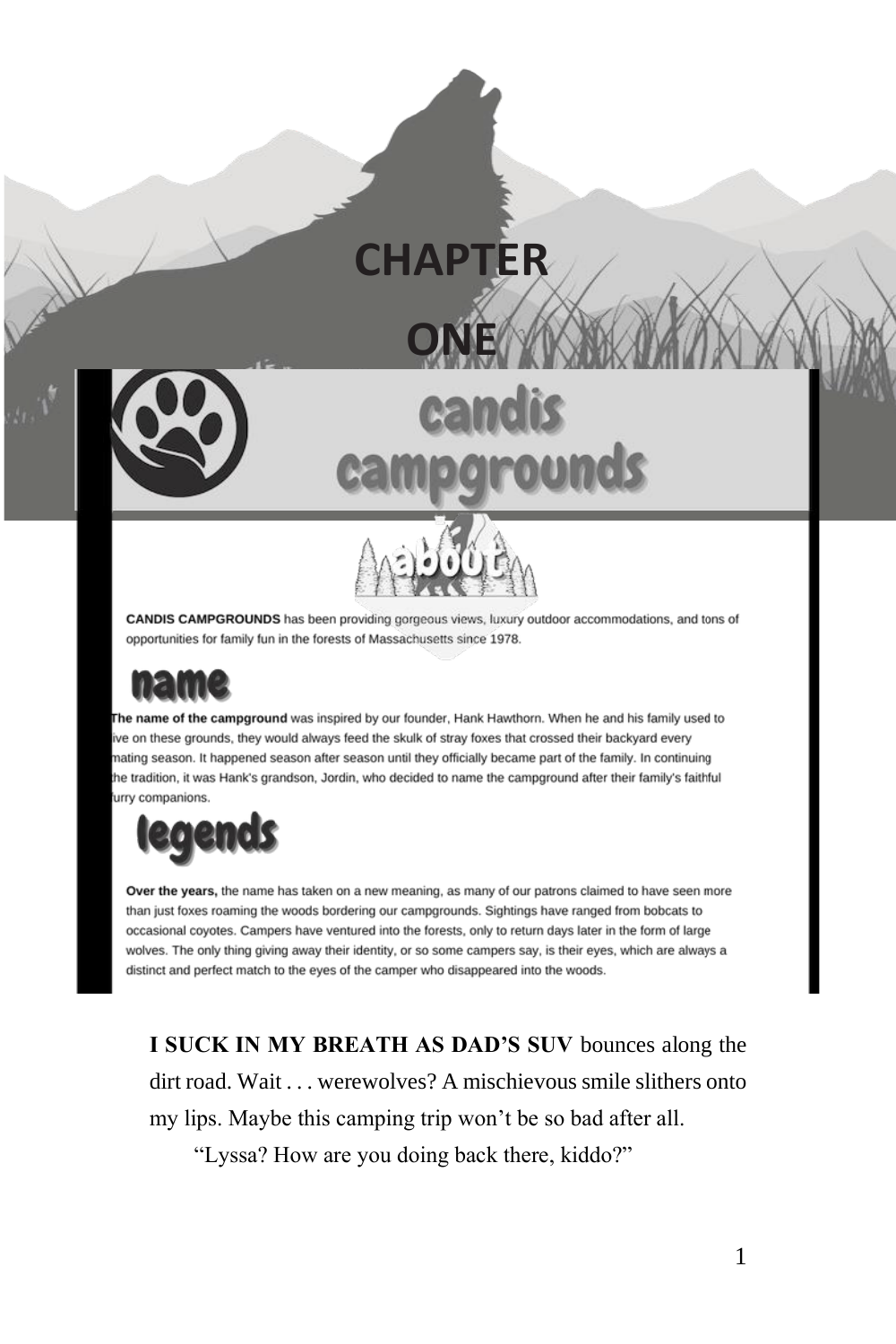# CHAPTER ONE

## candis campgrounds

### about

**CANDIS CAMPGROUNDS** has been providing gorgeous views, luxury outdoor accommodations, and tons of opportunities for family fun in the forests of Massachusetts since 1978.

### name

**The name of the campground** was inspired by our founder, Hank Hawthorn. When he and his family used to live on these grounds, they would always feed the skulk of stray foxes that crossed their backyard every mating season. It happened season after season until they officially became part of the family. In continuing the tradition, it was Hank's grandson, Jordin, who decided to name the campground after their family's faithful furry companions.

### legends

**Over the years,** the name has taken on a new meaning, as many of our patrons claimed to have seen more than just foxes roaming the woods bordering our campgrounds. Sightings have ranged from bobcats to occasional coyotes. Campers have ventured into the forests, only to return days later in the form of large wolves. The only thing giving away their identity, or so some campers say, is their eyes, which are always a distinct and perfect match to the eyes of the camper who disappeared into the woods.

**I SUCK IN MY BREATH AS DAD'S SUV** bounces along the dirt road. Wait . . . werewolves? A mischievous smile slithers onto my lips. Maybe this camping trip won't be so bad after all.

"Lyssa? How are you doing back there, kiddo?"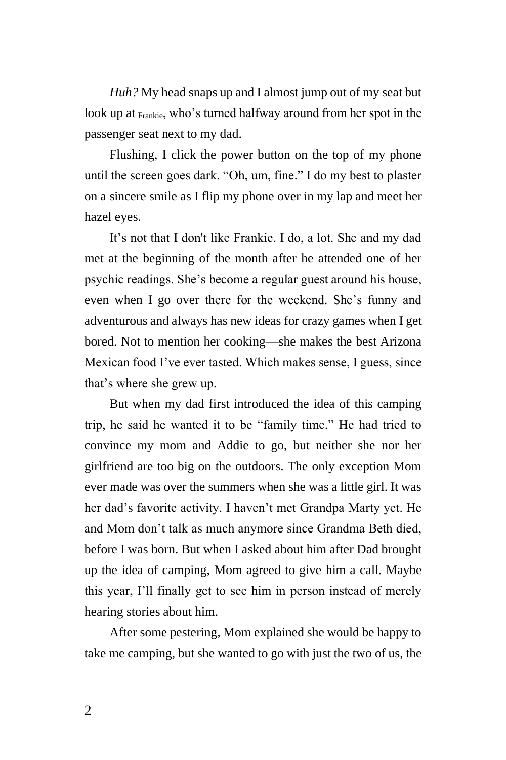*Huh?* My head snaps up and I almost jump out of my seat but look up at Frankie, who's turned halfway around from her spot in the passenger seat next to my dad.

Flushing, I click the power button on the top of my phone until the screen goes dark. "Oh, um, fine." I do my best to plaster on a sincere smile as I flip my phone over in my lap and meet her hazel eyes.

It's not that I don't like Frankie. I do, a lot. She and my dad met at the beginning of the month after he attended one of her psychic readings. She's become a regular guest around his house, even when I go over there for the weekend. She's funny and adventurous and always has new ideas for crazy games when I get bored. Not to mention her cooking—she makes the best Arizona Mexican food I've ever tasted. Which makes sense, I guess, since that's where she grew up.

But when my dad first introduced the idea of this camping trip, he said he wanted it to be "family time." He had tried to convince my mom and Addie to go, but neither she nor her girlfriend are too big on the outdoors. The only exception Mom ever made was over the summers when she was a little girl. It was her dad's favorite activity. I haven't met Grandpa Marty yet. He and Mom don't talk as much anymore since Grandma Beth died, before I was born. But when I asked about him after Dad brought up the idea of camping, Mom agreed to give him a call. Maybe this year, I'll finally get to see him in person instead of merely hearing stories about him.

After some pestering, Mom explained she would be happy to take me camping, but she wanted to go with just the two of us, the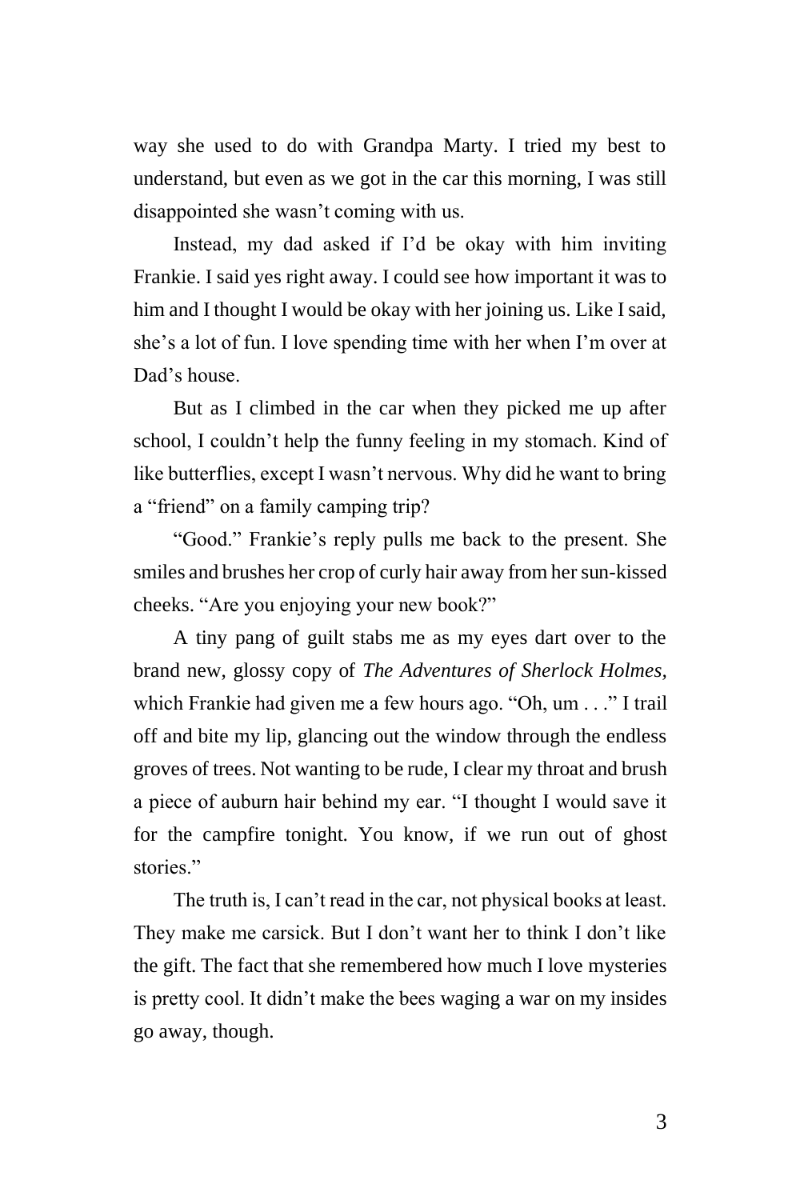way she used to do with Grandpa Marty. I tried my best to understand, but even as we got in the car this morning, I was still disappointed she wasn't coming with us.

Instead, my dad asked if I'd be okay with him inviting Frankie. I said yes right away. I could see how important it was to him and I thought I would be okay with her joining us. Like I said, she's a lot of fun. I love spending time with her when I'm over at Dad's house.

But as I climbed in the car when they picked me up after school, I couldn't help the funny feeling in my stomach. Kind of like butterflies, except I wasn't nervous. Why did he want to bring a "friend" on a family camping trip?

"Good." Frankie's reply pulls me back to the present. She smiles and brushes her crop of curly hair away from her sun-kissed cheeks. "Are you enjoying your new book?"

A tiny pang of guilt stabs me as my eyes dart over to the brand new, glossy copy of *The Adventures of Sherlock Holmes,* which Frankie had given me a few hours ago. "Oh, um . . ." I trail off and bite my lip, glancing out the window through the endless groves of trees. Not wanting to be rude, I clear my throat and brush a piece of auburn hair behind my ear. "I thought I would save it for the campfire tonight. You know, if we run out of ghost stories."

The truth is, I can't read in the car, not physical books at least. They make me carsick. But I don't want her to think I don't like the gift. The fact that she remembered how much I love mysteries is pretty cool. It didn't make the bees waging a war on my insides go away, though.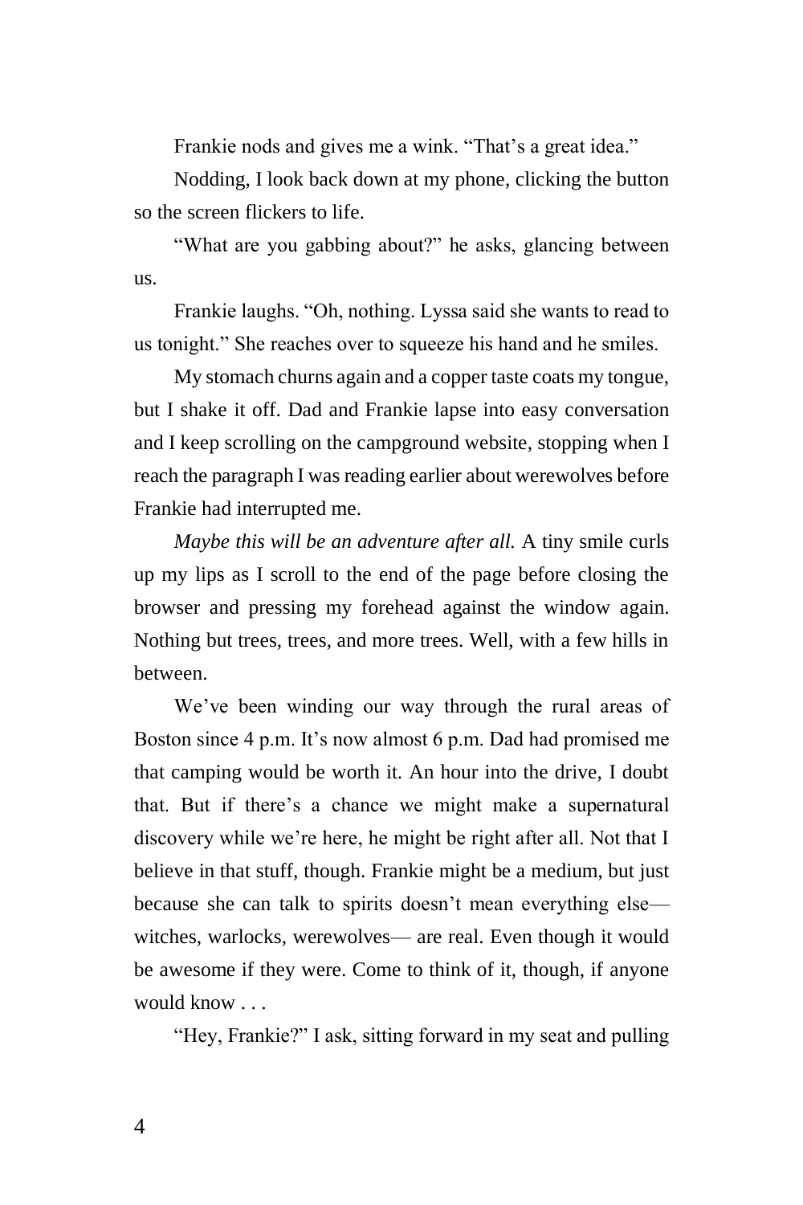Frankie nods and gives me a wink. “That’s a great idea.”

Nodding, I look back down at my phone, clicking the button so the screen flickers to life.

“What are you gabbing about?” he asks, glancing between us.

Frankie laughs. “Oh, nothing. Lyssa said she wants to read to us tonight.” She reaches over to squeeze his hand and he smiles.

My stomach churns again and a copper taste coats my tongue, but I shake it off. Dad and Frankie lapse into easy conversation and I keep scrolling on the campground website, stopping when I reach the paragraph I was reading earlier about werewolves before Frankie had interrupted me.

*Maybe this will be an adventure after all.* A tiny smile curls up my lips as I scroll to the end of the page before closing the browser and pressing my forehead against the window again. Nothing but trees, trees, and more trees. Well, with a few hills in between.

We’ve been winding our way through the rural areas of Boston since 4 p.m. It’s now almost 6 p.m. Dad had promised me that camping would be worth it. An hour into the drive, I doubt that. But if there’s a chance we might make a supernatural discovery while we’re here, he might be right after all. Not that I believe in that stuff, though. Frankie might be a medium, but just because she can talk to spirits doesn’t mean everything else—witches, warlocks, werewolves— are real. Even though it would be awesome if they were. Come to think of it, though, if anyone would know . . .

“Hey, Frankie?” I ask, sitting forward in my seat and pulling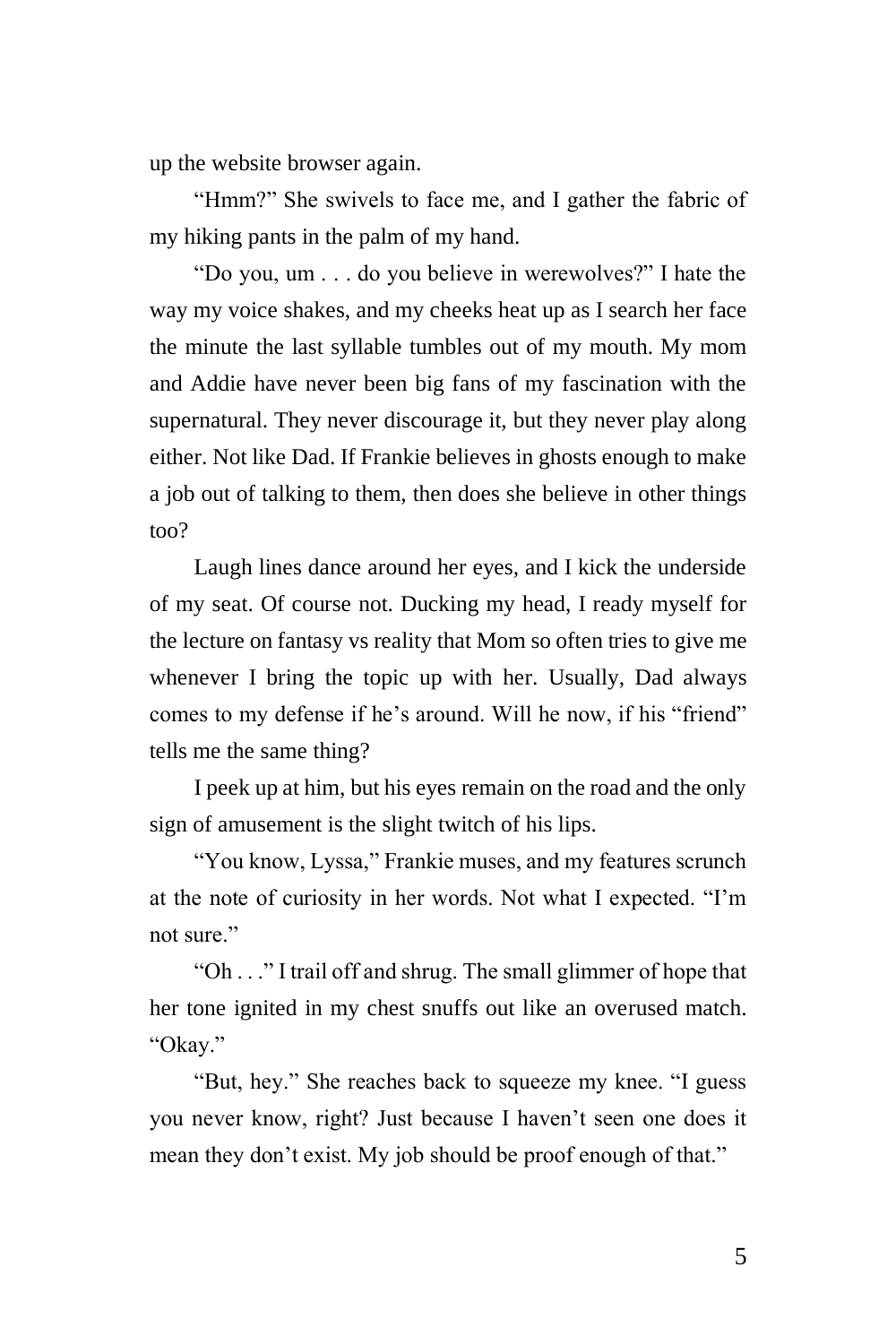up the website browser again.

"Hmm?" She swivels to face me, and I gather the fabric of my hiking pants in the palm of my hand.

"Do you, um . . . do you believe in werewolves?" I hate the way my voice shakes, and my cheeks heat up as I search her face the minute the last syllable tumbles out of my mouth. My mom and Addie have never been big fans of my fascination with the supernatural. They never discourage it, but they never play along either. Not like Dad. If Frankie believes in ghosts enough to make a job out of talking to them, then does she believe in other things too?

Laugh lines dance around her eyes, and I kick the underside of my seat. Of course not. Ducking my head, I ready myself for the lecture on fantasy vs reality that Mom so often tries to give me whenever I bring the topic up with her. Usually, Dad always comes to my defense if he's around. Will he now, if his "friend" tells me the same thing?

I peek up at him, but his eyes remain on the road and the only sign of amusement is the slight twitch of his lips.

"You know, Lyssa," Frankie muses, and my features scrunch at the note of curiosity in her words. Not what I expected. "I'm not sure."

"Oh . . ." I trail off and shrug. The small glimmer of hope that her tone ignited in my chest snuffs out like an overused match. "Okay."

"But, hey." She reaches back to squeeze my knee. "I guess you never know, right? Just because I haven't seen one does it mean they don't exist. My job should be proof enough of that."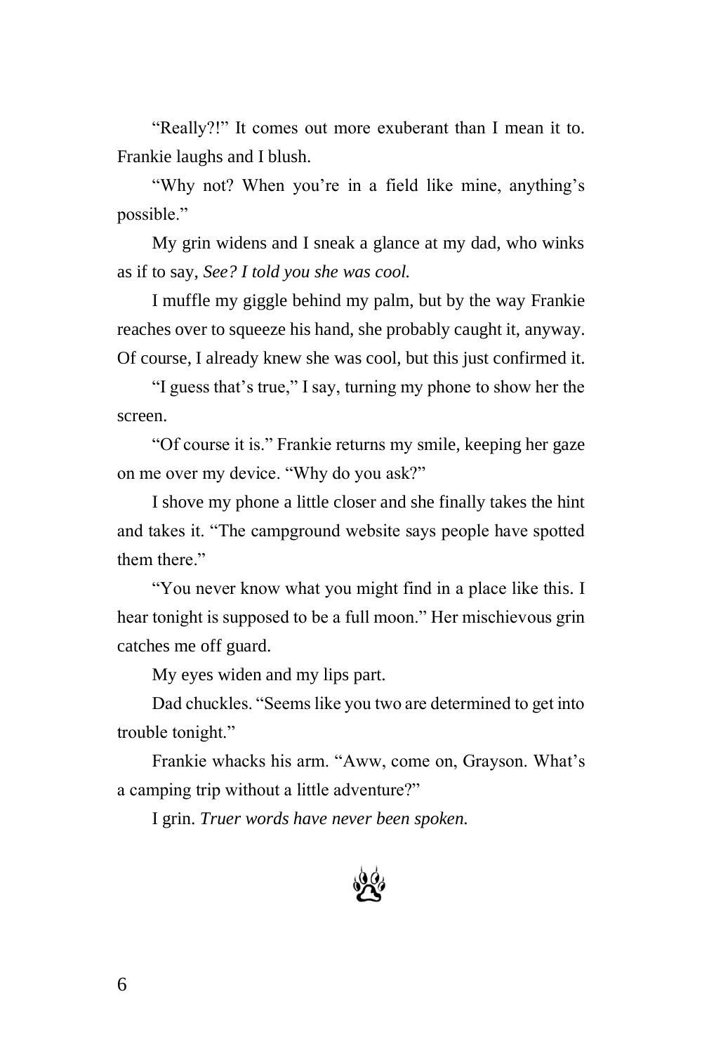"Really?!" It comes out more exuberant than I mean it to. Frankie laughs and I blush.

"Why not? When you're in a field like mine, anything's possible."

My grin widens and I sneak a glance at my dad, who winks as if to say, *See? I told you she was cool.*

I muffle my giggle behind my palm, but by the way Frankie reaches over to squeeze his hand, she probably caught it, anyway. Of course, I already knew she was cool, but this just confirmed it.

"I guess that's true," I say, turning my phone to show her the screen.

"Of course it is." Frankie returns my smile, keeping her gaze on me over my device. "Why do you ask?"

I shove my phone a little closer and she finally takes the hint and takes it. "The campground website says people have spotted them there."

"You never know what you might find in a place like this. I hear tonight is supposed to be a full moon." Her mischievous grin catches me off guard.

My eyes widen and my lips part.

Dad chuckles. "Seems like you two are determined to get into trouble tonight."

Frankie whacks his arm. "Aww, come on, Grayson. What's a camping trip without a little adventure?"

I grin. *Truer words have never been spoken.*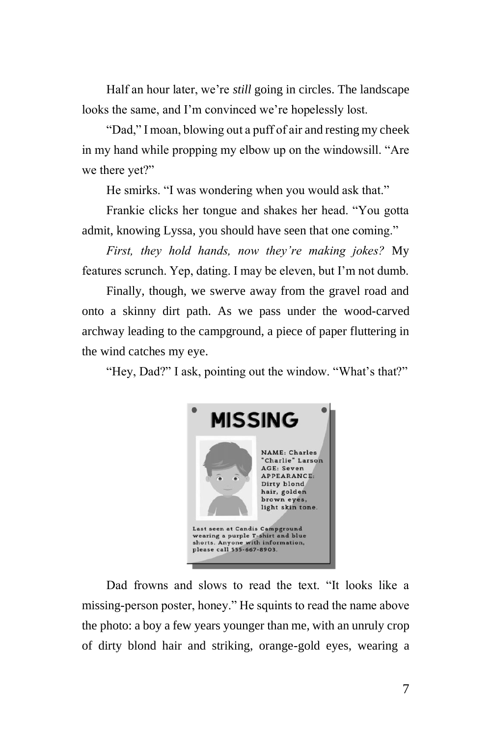Half an hour later, we're *still* going in circles. The landscape looks the same, and I'm convinced we're hopelessly lost.

"Dad," I moan, blowing out a puff of air and resting my cheek in my hand while propping my elbow up on the windowsill. "Are we there yet?"

He smirks. "I was wondering when you would ask that."

Frankie clicks her tongue and shakes her head. "You gotta admit, knowing Lyssa, you should have seen that one coming."

*First, they hold hands, now they're making jokes?* My features scrunch. Yep, dating. I may be eleven, but I'm not dumb.

Finally, though, we swerve away from the gravel road and onto a skinny dirt path. As we pass under the wood-carved archway leading to the campground, a piece of paper fluttering in the wind catches my eye.

"Hey, Dad?" I ask, pointing out the window. "What's that?"

**MISSING**

NAME: Charles "Charlie" Larson
AGE: Seven
APPEARANCE: Dirty blond hair, golden brown eyes, light skin tone.

Last seen at Candis Campground wearing a purple T-shirt and blue shorts. Anyone with information, please call 555-667-8903.

Dad frowns and slows to read the text. "It looks like a missing-person poster, honey." He squints to read the name above the photo: a boy a few years younger than me, with an unruly crop of dirty blond hair and striking, orange-gold eyes, wearing a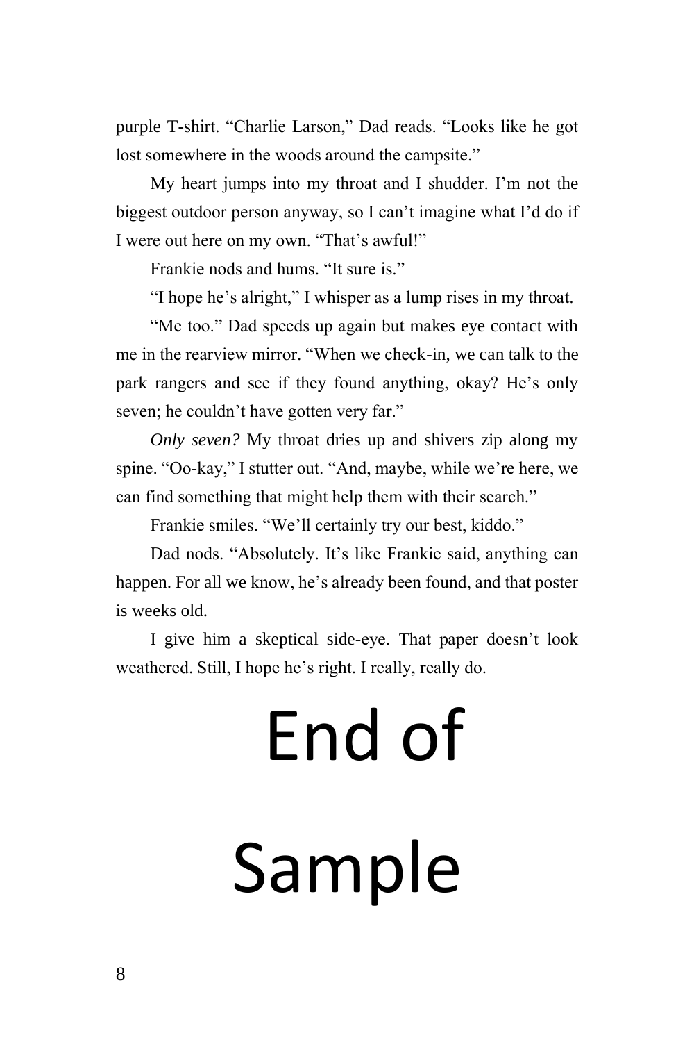purple T-shirt. "Charlie Larson," Dad reads. "Looks like he got lost somewhere in the woods around the campsite."

My heart jumps into my throat and I shudder. I'm not the biggest outdoor person anyway, so I can't imagine what I'd do if I were out here on my own. "That's awful!"

Frankie nods and hums. "It sure is."

"I hope he's alright," I whisper as a lump rises in my throat.

"Me too." Dad speeds up again but makes eye contact with me in the rearview mirror. "When we check-in, we can talk to the park rangers and see if they found anything, okay? He's only seven; he couldn't have gotten very far."

*Only seven?* My throat dries up and shivers zip along my spine. "Oo-kay," I stutter out. "And, maybe, while we're here, we can find something that might help them with their search."

Frankie smiles. "We'll certainly try our best, kiddo."

Dad nods. "Absolutely. It's like Frankie said, anything can happen. For all we know, he's already been found, and that poster is weeks old.

I give him a skeptical side-eye. That paper doesn't look weathered. Still, I hope he's right. I really, really do.

# End of Sample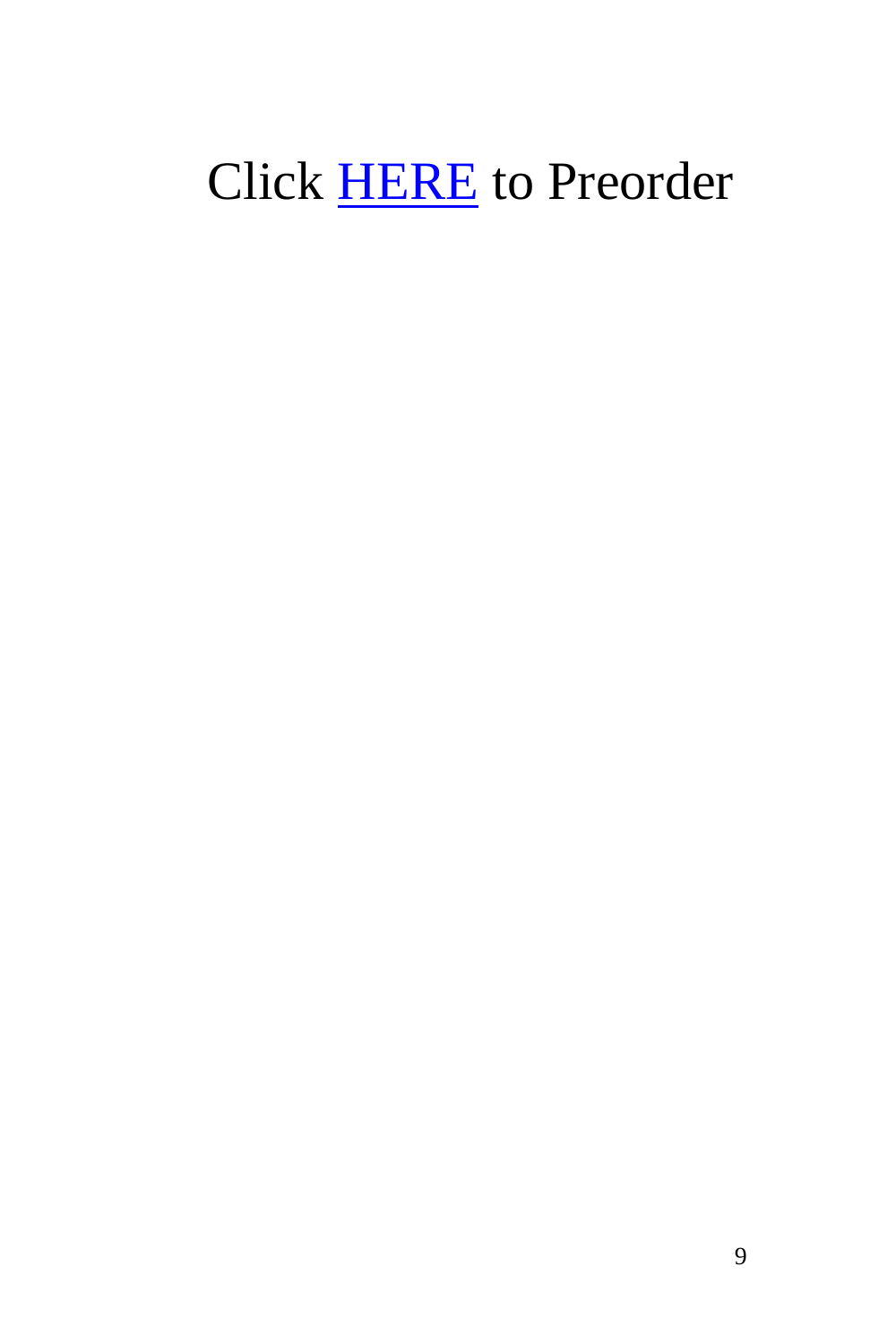Click HERE to Preorder